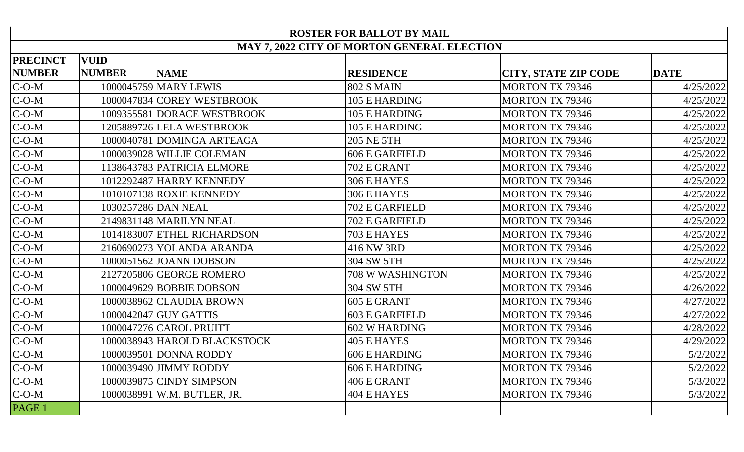| ROSTER FOR BALLOT BY MAIL | | | | | |
|---|---|---|---|---|---|
| MAY 7, 2022 CITY OF MORTON GENERAL ELECTION | | | | | |
| **PRECINCT NUMBER** | **VUID NUMBER** | **NAME** | **RESIDENCE** | **CITY, STATE ZIP CODE** | **DATE** |
| C-O-M | 1000045759 | MARY LEWIS | 802 S MAIN | MORTON TX 79346 | 4/25/2022 |
| C-O-M | 1000047834 | COREY WESTBROOK | 105 E HARDING | MORTON TX 79346 | 4/25/2022 |
| C-O-M | 1009355581 | DORACE WESTBROOK | 105 E HARDING | MORTON TX 79346 | 4/25/2022 |
| C-O-M | 1205889726 | LELA WESTBROOK | 105 E HARDING | MORTON TX 79346 | 4/25/2022 |
| C-O-M | 1000040781 | DOMINGA ARTEAGA | 205 NE 5TH | MORTON TX 79346 | 4/25/2022 |
| C-O-M | 1000039028 | WILLIE COLEMAN | 606 E GARFIELD | MORTON TX 79346 | 4/25/2022 |
| C-O-M | 1138643783 | PATRICIA ELMORE | 702 E GRANT | MORTON TX 79346 | 4/25/2022 |
| C-O-M | 1012292487 | HARRY KENNEDY | 306 E HAYES | MORTON TX 79346 | 4/25/2022 |
| C-O-M | 1010107138 | ROXIE KENNEDY | 306 E HAYES | MORTON TX 79346 | 4/25/2022 |
| C-O-M | 1030257286 | DAN NEAL | 702 E GARFIELD | MORTON TX 79346 | 4/25/2022 |
| C-O-M | 2149831148 | MARILYN NEAL | 702 E GARFIELD | MORTON TX 79346 | 4/25/2022 |
| C-O-M | 1014183007 | ETHEL RICHARDSON | 703 E HAYES | MORTON TX 79346 | 4/25/2022 |
| C-O-M | 2160690273 | YOLANDA ARANDA | 416 NW 3RD | MORTON TX 79346 | 4/25/2022 |
| C-O-M | 1000051562 | JOANN DOBSON | 304 SW 5TH | MORTON TX 79346 | 4/25/2022 |
| C-O-M | 2127205806 | GEORGE ROMERO | 708 W WASHINGTON | MORTON TX 79346 | 4/25/2022 |
| C-O-M | 1000049629 | BOBBIE DOBSON | 304 SW 5TH | MORTON TX 79346 | 4/26/2022 |
| C-O-M | 1000038962 | CLAUDIA BROWN | 605 E GRANT | MORTON TX 79346 | 4/27/2022 |
| C-O-M | 1000042047 | GUY GATTIS | 603 E GARFIELD | MORTON TX 79346 | 4/27/2022 |
| C-O-M | 1000047276 | CAROL PRUITT | 602 W HARDING | MORTON TX 79346 | 4/28/2022 |
| C-O-M | 1000038943 | HAROLD BLACKSTOCK | 405 E HAYES | MORTON TX 79346 | 4/29/2022 |
| C-O-M | 1000039501 | DONNA RODDY | 606 E HARDING | MORTON TX 79346 | 5/2/2022 |
| C-O-M | 1000039490 | JIMMY RODDY | 606 E HARDING | MORTON TX 79346 | 5/2/2022 |
| C-O-M | 1000039875 | CINDY SIMPSON | 406 E GRANT | MORTON TX 79346 | 5/3/2022 |
| C-O-M | 1000038991 | W.M. BUTLER, JR. | 404 E HAYES | MORTON TX 79346 | 5/3/2022 |
| PAGE 1 | | | | | |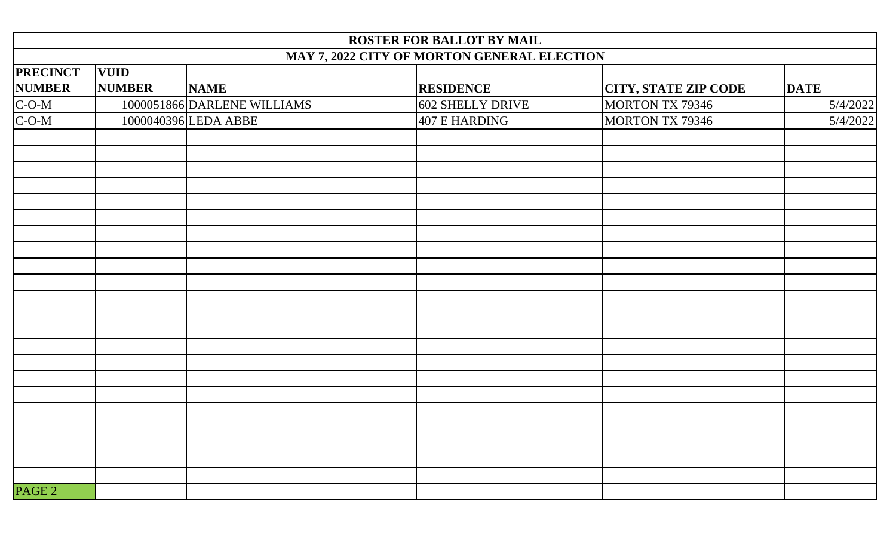| ROSTER FOR BALLOT BY MAIL | | | | | |
|---|---|---|---|---|---|
| MAY 7, 2022 CITY OF MORTON GENERAL ELECTION | | | | | |
| **PRECINCT NUMBER** | **VUID NUMBER** | **NAME** | **RESIDENCE** | **CITY, STATE ZIP CODE** | **DATE** |
| C-O-M | 1000051866 | DARLENE WILLIAMS | 602 SHELLY DRIVE | MORTON TX 79346 | 5/4/2022 |
| C-O-M | 1000040396 | LEDA ABBE | 407 E HARDING | MORTON TX 79346 | 5/4/2022 |
| | | | | | |
| | | | | | |
| | | | | | |
| | | | | | |
| | | | | | |
| | | | | | |
| | | | | | |
| | | | | | |
| | | | | | |
| | | | | | |
| | | | | | |
| | | | | | |
| | | | | | |
| | | | | | |
| | | | | | |
| | | | | | |
| | | | | | |
| | | | | | |
| | | | | | |
| | | | | | |
| | | | | | |
| | | | | | |
| PAGE 2 | | | | | |